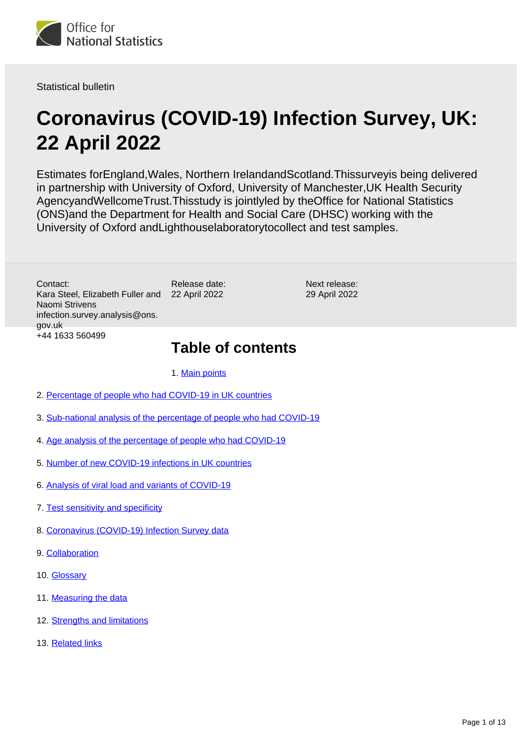Statistical bulletin

# Coronavirus (COVID-19) Infection Survey, UK: 22 April 2022

Estimates forEngland,Wales, Northern IrelandandScotland.Thissurveyis being delivered in partnership with University of Oxford, University of Manchester,UK Health Security AgencyandWellcomeTrust.Thisstudy is jointlyled by theOffice for National Statistics (ONS)and the Department for Health and Social Care (DHSC) working with the University of Oxford andLighthouselaboratorytocollect and test samples.

Contact:
Kara Steel, Elizabeth Fuller and Naomi Strivens
infection.survey.analysis@ons.gov.uk
+44 1633 560499

Release date:
22 April 2022

Next release:
29 April 2022

## Table of contents

1. Main points
2. Percentage of people who had COVID-19 in UK countries
3. Sub-national analysis of the percentage of people who had COVID-19
4. Age analysis of the percentage of people who had COVID-19
5. Number of new COVID-19 infections in UK countries
6. Analysis of viral load and variants of COVID-19
7. Test sensitivity and specificity
8. Coronavirus (COVID-19) Infection Survey data
9. Collaboration
10. Glossary
11. Measuring the data
12. Strengths and limitations
13. Related links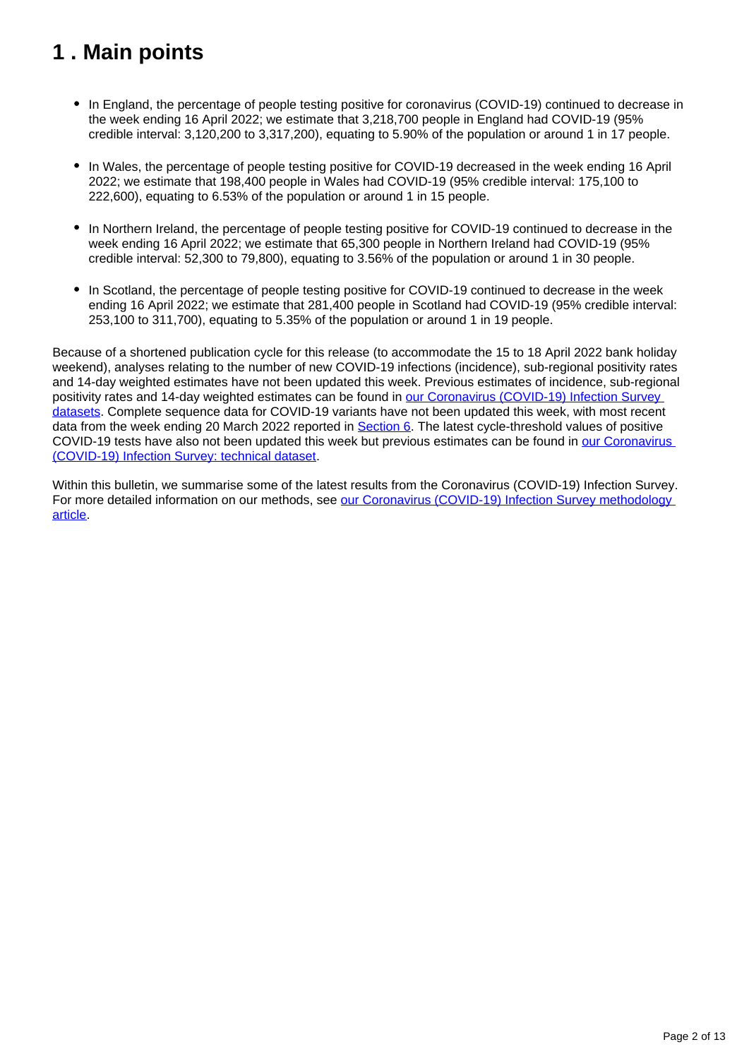# 1 . Main points

- In England, the percentage of people testing positive for coronavirus (COVID-19) continued to decrease in the week ending 16 April 2022; we estimate that 3,218,700 people in England had COVID-19 (95% credible interval: 3,120,200 to 3,317,200), equating to 5.90% of the population or around 1 in 17 people.

- In Wales, the percentage of people testing positive for COVID-19 decreased in the week ending 16 April 2022; we estimate that 198,400 people in Wales had COVID-19 (95% credible interval: 175,100 to 222,600), equating to 6.53% of the population or around 1 in 15 people.

- In Northern Ireland, the percentage of people testing positive for COVID-19 continued to decrease in the week ending 16 April 2022; we estimate that 65,300 people in Northern Ireland had COVID-19 (95% credible interval: 52,300 to 79,800), equating to 3.56% of the population or around 1 in 30 people.

- In Scotland, the percentage of people testing positive for COVID-19 continued to decrease in the week ending 16 April 2022; we estimate that 281,400 people in Scotland had COVID-19 (95% credible interval: 253,100 to 311,700), equating to 5.35% of the population or around 1 in 19 people.

Because of a shortened publication cycle for this release (to accommodate the 15 to 18 April 2022 bank holiday weekend), analyses relating to the number of new COVID-19 infections (incidence), sub-regional positivity rates and 14-day weighted estimates have not been updated this week. Previous estimates of incidence, sub-regional positivity rates and 14-day weighted estimates can be found in our Coronavirus (COVID-19) Infection Survey datasets. Complete sequence data for COVID-19 variants have not been updated this week, with most recent data from the week ending 20 March 2022 reported in Section 6. The latest cycle-threshold values of positive COVID-19 tests have also not been updated this week but previous estimates can be found in our Coronavirus (COVID-19) Infection Survey: technical dataset.

Within this bulletin, we summarise some of the latest results from the Coronavirus (COVID-19) Infection Survey. For more detailed information on our methods, see our Coronavirus (COVID-19) Infection Survey methodology article.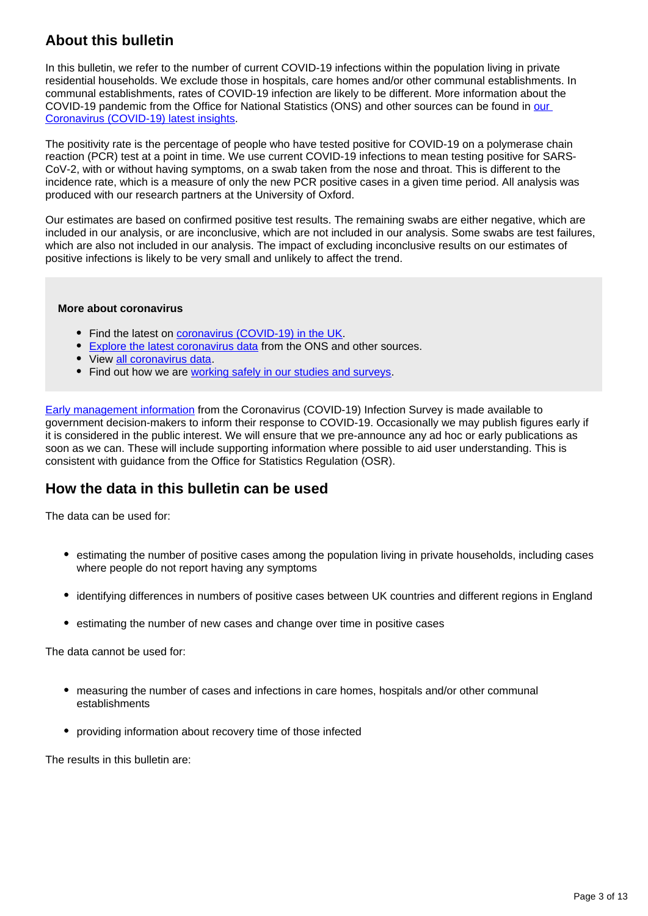## About this bulletin

In this bulletin, we refer to the number of current COVID-19 infections within the population living in private residential households. We exclude those in hospitals, care homes and/or other communal establishments. In communal establishments, rates of COVID-19 infection are likely to be different. More information about the COVID-19 pandemic from the Office for National Statistics (ONS) and other sources can be found in [our Coronavirus (COVID-19) latest insights](#).

The positivity rate is the percentage of people who have tested positive for COVID-19 on a polymerase chain reaction (PCR) test at a point in time. We use current COVID-19 infections to mean testing positive for SARS-CoV-2, with or without having symptoms, on a swab taken from the nose and throat. This is different to the incidence rate, which is a measure of only the new PCR positive cases in a given time period. All analysis was produced with our research partners at the University of Oxford.

Our estimates are based on confirmed positive test results. The remaining swabs are either negative, which are included in our analysis, or are inconclusive, which are not included in our analysis. Some swabs are test failures, which are also not included in our analysis. The impact of excluding inconclusive results on our estimates of positive infections is likely to be very small and unlikely to affect the trend.

> **More about coronavirus**
>
> - Find the latest on [coronavirus (COVID-19) in the UK](#).
> - [Explore the latest coronavirus data](#) from the ONS and other sources.
> - View [all coronavirus data](#).
> - Find out how we are [working safely in our studies and surveys](#).

[Early management information](#) from the Coronavirus (COVID-19) Infection Survey is made available to government decision-makers to inform their response to COVID-19. Occasionally we may publish figures early if it is considered in the public interest. We will ensure that we pre-announce any ad hoc or early publications as soon as we can. These will include supporting information where possible to aid user understanding. This is consistent with guidance from the Office for Statistics Regulation (OSR).

## How the data in this bulletin can be used

The data can be used for:

- estimating the number of positive cases among the population living in private households, including cases where people do not report having any symptoms
- identifying differences in numbers of positive cases between UK countries and different regions in England
- estimating the number of new cases and change over time in positive cases

The data cannot be used for:

- measuring the number of cases and infections in care homes, hospitals and/or other communal establishments
- providing information about recovery time of those infected

The results in this bulletin are: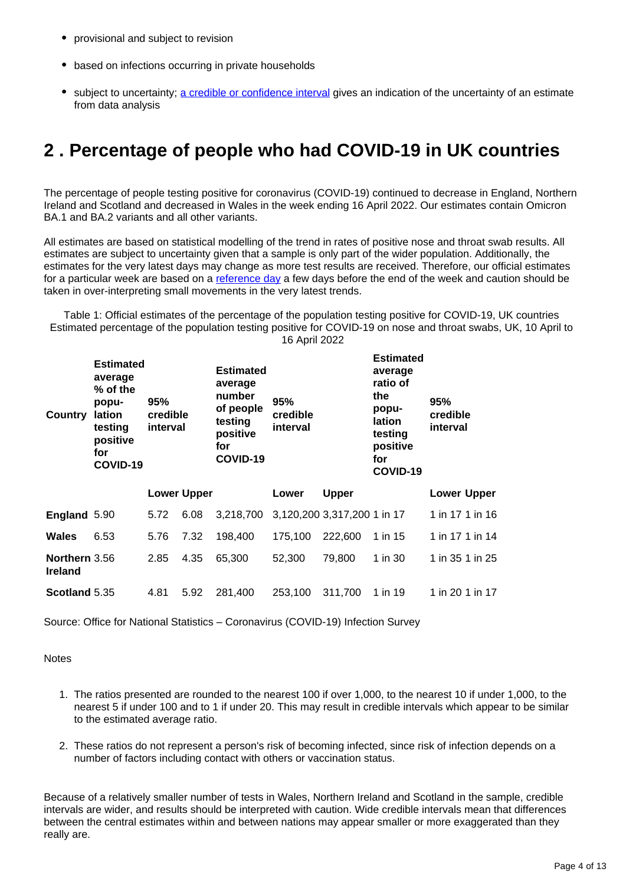- provisional and subject to revision
- based on infections occurring in private households
- subject to uncertainty; a credible or confidence interval gives an indication of the uncertainty of an estimate from data analysis

## 2 . Percentage of people who had COVID-19 in UK countries

The percentage of people testing positive for coronavirus (COVID-19) continued to decrease in England, Northern Ireland and Scotland and decreased in Wales in the week ending 16 April 2022. Our estimates contain Omicron BA.1 and BA.2 variants and all other variants.

All estimates are based on statistical modelling of the trend in rates of positive nose and throat swab results. All estimates are subject to uncertainty given that a sample is only part of the wider population. Additionally, the estimates for the very latest days may change as more test results are received. Therefore, our official estimates for a particular week are based on a reference day a few days before the end of the week and caution should be taken in over-interpreting small movements in the very latest trends.

Table 1: Official estimates of the percentage of the population testing positive for COVID-19, UK countries
Estimated percentage of the population testing positive for COVID-19 on nose and throat swabs, UK, 10 April to 16 April 2022

| Country | Estimated average % of the population testing positive for COVID-19 | 95% credible interval | | Estimated average number of people testing positive for COVID-19 | 95% credible interval | | Estimated average ratio of the population testing positive for COVID-19 | 95% credible interval | |
|---|---|---|---|---|---|---|---|---|---|
| | | Lower | Upper | | Lower | Upper | | Lower | Upper |
| **England** | 5.90 | 5.72 | 6.08 | 3,218,700 | 3,120,200 | 3,317,200 | 1 in 17 | 1 in 17 | 1 in 16 |
| **Wales** | 6.53 | 5.76 | 7.32 | 198,400 | 175,100 | 222,600 | 1 in 15 | 1 in 17 | 1 in 14 |
| **Northern Ireland** | 3.56 | 2.85 | 4.35 | 65,300 | 52,300 | 79,800 | 1 in 30 | 1 in 35 | 1 in 25 |
| **Scotland** | 5.35 | 4.81 | 5.92 | 281,400 | 253,100 | 311,700 | 1 in 19 | 1 in 20 | 1 in 17 |

Source: Office for National Statistics – Coronavirus (COVID-19) Infection Survey

Notes

1. The ratios presented are rounded to the nearest 100 if over 1,000, to the nearest 10 if under 1,000, to the nearest 5 if under 100 and to 1 if under 20. This may result in credible intervals which appear to be similar to the estimated average ratio.
2. These ratios do not represent a person's risk of becoming infected, since risk of infection depends on a number of factors including contact with others or vaccination status.

Because of a relatively smaller number of tests in Wales, Northern Ireland and Scotland in the sample, credible intervals are wider, and results should be interpreted with caution. Wide credible intervals mean that differences between the central estimates within and between nations may appear smaller or more exaggerated than they really are.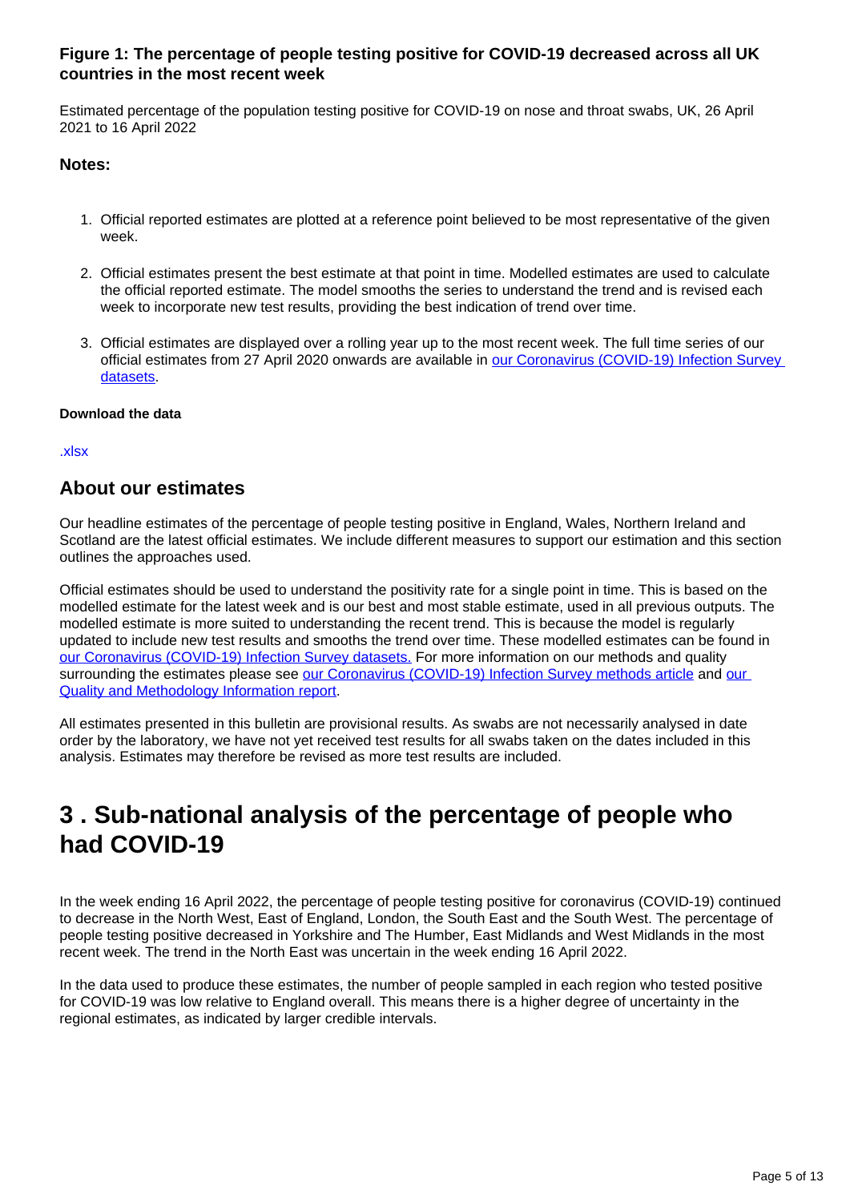### Figure 1: The percentage of people testing positive for COVID-19 decreased across all UK countries in the most recent week

Estimated percentage of the population testing positive for COVID-19 on nose and throat swabs, UK, 26 April 2021 to 16 April 2022

#### Notes:

1. Official reported estimates are plotted at a reference point believed to be most representative of the given week.
2. Official estimates present the best estimate at that point in time. Modelled estimates are used to calculate the official reported estimate. The model smooths the series to understand the trend and is revised each week to incorporate new test results, providing the best indication of trend over time.
3. Official estimates are displayed over a rolling year up to the most recent week. The full time series of our official estimates from 27 April 2020 onwards are available in our Coronavirus (COVID-19) Infection Survey datasets.

**Download the data**

.xlsx

## About our estimates

Our headline estimates of the percentage of people testing positive in England, Wales, Northern Ireland and Scotland are the latest official estimates. We include different measures to support our estimation and this section outlines the approaches used.

Official estimates should be used to understand the positivity rate for a single point in time. This is based on the modelled estimate for the latest week and is our best and most stable estimate, used in all previous outputs. The modelled estimate is more suited to understanding the recent trend. This is because the model is regularly updated to include new test results and smooths the trend over time. These modelled estimates can be found in our Coronavirus (COVID-19) Infection Survey datasets. For more information on our methods and quality surrounding the estimates please see our Coronavirus (COVID-19) Infection Survey methods article and our Quality and Methodology Information report.

All estimates presented in this bulletin are provisional results. As swabs are not necessarily analysed in date order by the laboratory, we have not yet received test results for all swabs taken on the dates included in this analysis. Estimates may therefore be revised as more test results are included.

# 3 . Sub-national analysis of the percentage of people who had COVID-19

In the week ending 16 April 2022, the percentage of people testing positive for coronavirus (COVID-19) continued to decrease in the North West, East of England, London, the South East and the South West. The percentage of people testing positive decreased in Yorkshire and The Humber, East Midlands and West Midlands in the most recent week. The trend in the North East was uncertain in the week ending 16 April 2022.

In the data used to produce these estimates, the number of people sampled in each region who tested positive for COVID-19 was low relative to England overall. This means there is a higher degree of uncertainty in the regional estimates, as indicated by larger credible intervals.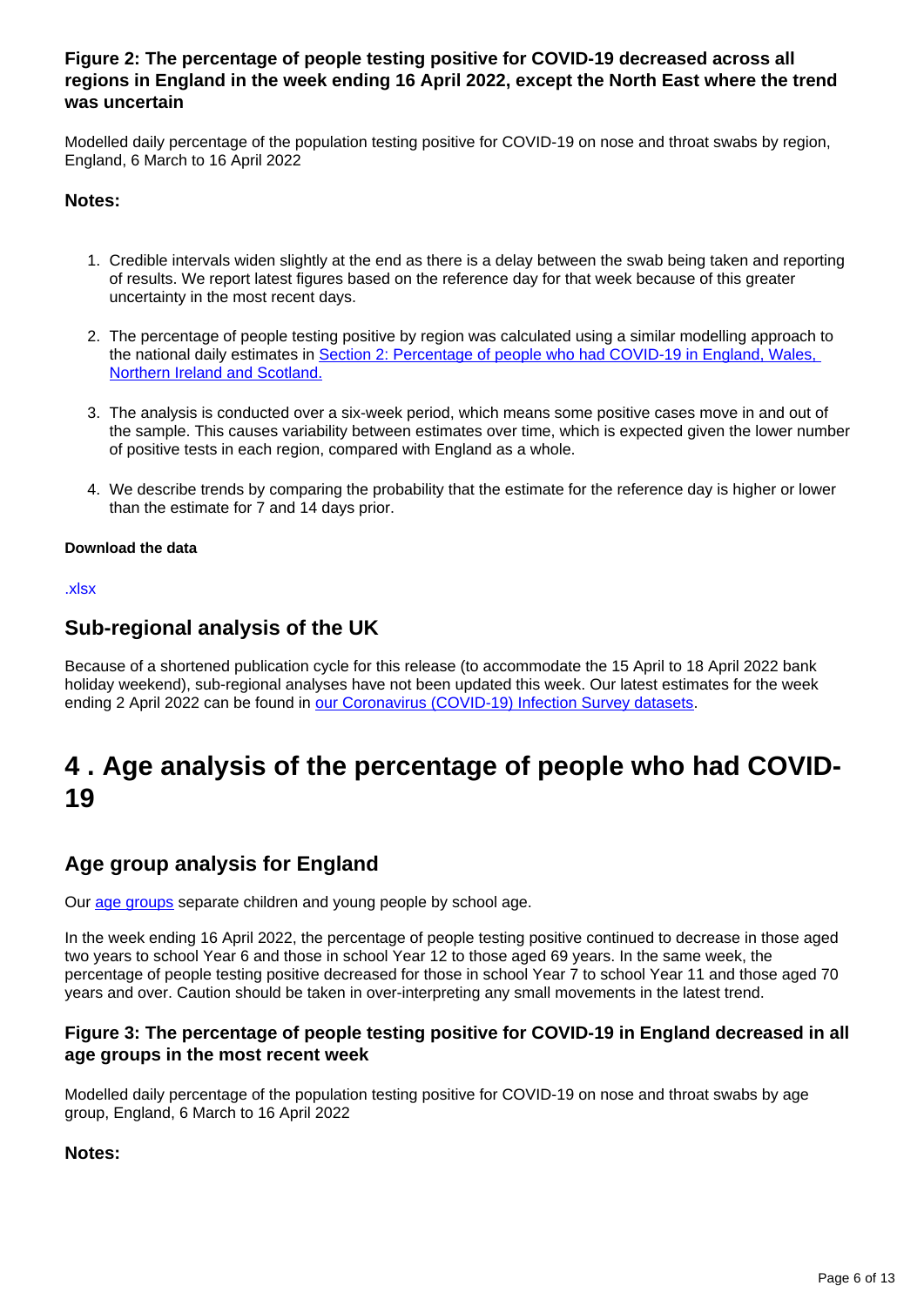### Figure 2: The percentage of people testing positive for COVID-19 decreased across all regions in England in the week ending 16 April 2022, except the North East where the trend was uncertain

Modelled daily percentage of the population testing positive for COVID-19 on nose and throat swabs by region, England, 6 March to 16 April 2022

#### Notes:

1. Credible intervals widen slightly at the end as there is a delay between the swab being taken and reporting of results. We report latest figures based on the reference day for that week because of this greater uncertainty in the most recent days.
2. The percentage of people testing positive by region was calculated using a similar modelling approach to the national daily estimates in [Section 2: Percentage of people who had COVID-19 in England, Wales, Northern Ireland and Scotland.]()
3. The analysis is conducted over a six-week period, which means some positive cases move in and out of the sample. This causes variability between estimates over time, which is expected given the lower number of positive tests in each region, compared with England as a whole.
4. We describe trends by comparing the probability that the estimate for the reference day is higher or lower than the estimate for 7 and 14 days prior.

**Download the data**

[.xlsx]()

### Sub-regional analysis of the UK

Because of a shortened publication cycle for this release (to accommodate the 15 April to 18 April 2022 bank holiday weekend), sub-regional analyses have not been updated this week. Our latest estimates for the week ending 2 April 2022 can be found in [our Coronavirus (COVID-19) Infection Survey datasets]().

## 4 . Age analysis of the percentage of people who had COVID-19

### Age group analysis for England

Our [age groups]() separate children and young people by school age.

In the week ending 16 April 2022, the percentage of people testing positive continued to decrease in those aged two years to school Year 6 and those in school Year 12 to those aged 69 years. In the same week, the percentage of people testing positive decreased for those in school Year 7 to school Year 11 and those aged 70 years and over. Caution should be taken in over-interpreting any small movements in the latest trend.

### Figure 3: The percentage of people testing positive for COVID-19 in England decreased in all age groups in the most recent week

Modelled daily percentage of the population testing positive for COVID-19 on nose and throat swabs by age group, England, 6 March to 16 April 2022

#### Notes: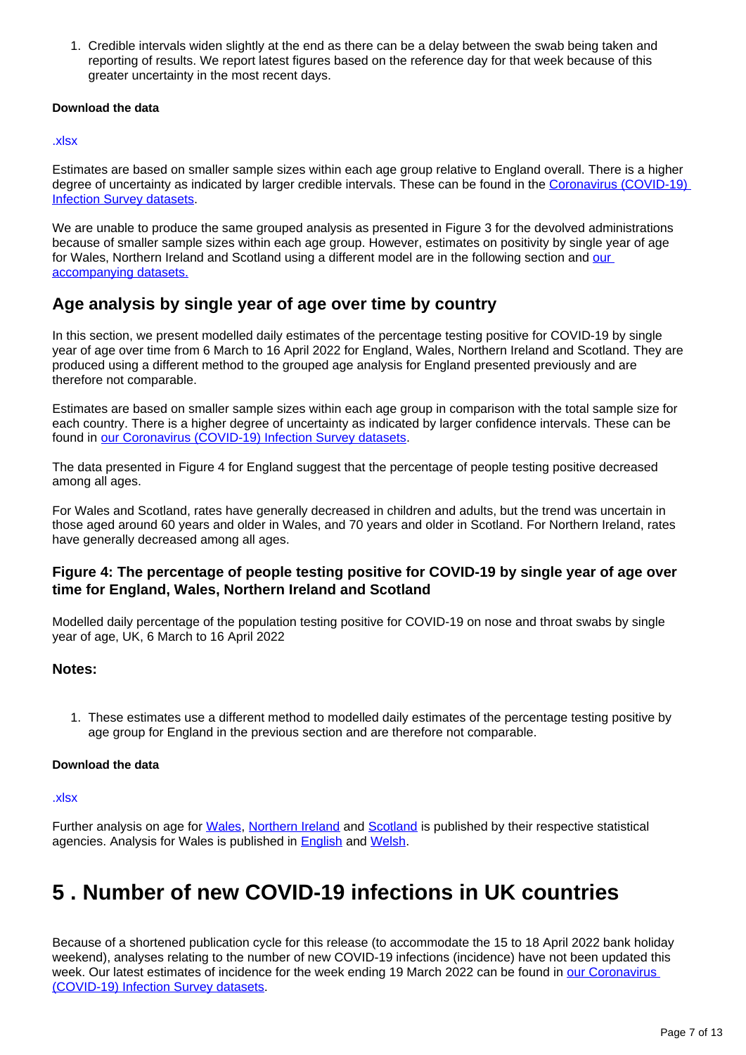1. Credible intervals widen slightly at the end as there can be a delay between the swab being taken and reporting of results. We report latest figures based on the reference day for that week because of this greater uncertainty in the most recent days.

**Download the data**

.xlsx

Estimates are based on smaller sample sizes within each age group relative to England overall. There is a higher degree of uncertainty as indicated by larger credible intervals. These can be found in the Coronavirus (COVID-19) Infection Survey datasets.

We are unable to produce the same grouped analysis as presented in Figure 3 for the devolved administrations because of smaller sample sizes within each age group. However, estimates on positivity by single year of age for Wales, Northern Ireland and Scotland using a different model are in the following section and our accompanying datasets.

## Age analysis by single year of age over time by country

In this section, we present modelled daily estimates of the percentage testing positive for COVID-19 by single year of age over time from 6 March to 16 April 2022 for England, Wales, Northern Ireland and Scotland. They are produced using a different method to the grouped age analysis for England presented previously and are therefore not comparable.

Estimates are based on smaller sample sizes within each age group in comparison with the total sample size for each country. There is a higher degree of uncertainty as indicated by larger confidence intervals. These can be found in our Coronavirus (COVID-19) Infection Survey datasets.

The data presented in Figure 4 for England suggest that the percentage of people testing positive decreased among all ages.

For Wales and Scotland, rates have generally decreased in children and adults, but the trend was uncertain in those aged around 60 years and older in Wales, and 70 years and older in Scotland. For Northern Ireland, rates have generally decreased among all ages.

### Figure 4: The percentage of people testing positive for COVID-19 by single year of age over time for England, Wales, Northern Ireland and Scotland

Modelled daily percentage of the population testing positive for COVID-19 on nose and throat swabs by single year of age, UK, 6 March to 16 April 2022

### Notes:

1. These estimates use a different method to modelled daily estimates of the percentage testing positive by age group for England in the previous section and are therefore not comparable.

**Download the data**

.xlsx

Further analysis on age for Wales, Northern Ireland and Scotland is published by their respective statistical agencies. Analysis for Wales is published in English and Welsh.

# 5 . Number of new COVID-19 infections in UK countries

Because of a shortened publication cycle for this release (to accommodate the 15 to 18 April 2022 bank holiday weekend), analyses relating to the number of new COVID-19 infections (incidence) have not been updated this week. Our latest estimates of incidence for the week ending 19 March 2022 can be found in our Coronavirus (COVID-19) Infection Survey datasets.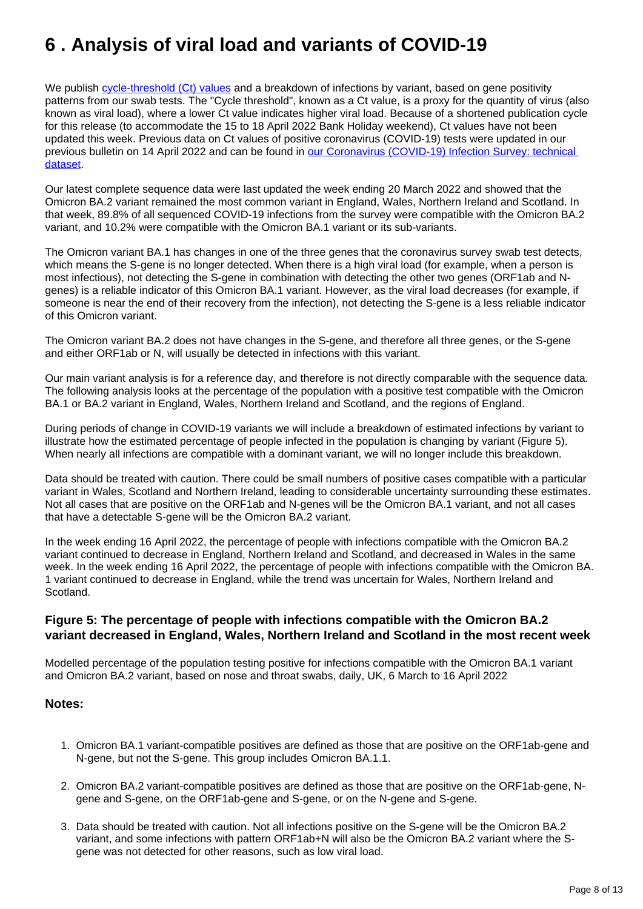# 6 . Analysis of viral load and variants of COVID-19

We publish [cycle-threshold (Ct) values]() and a breakdown of infections by variant, based on gene positivity patterns from our swab tests. The "Cycle threshold", known as a Ct value, is a proxy for the quantity of virus (also known as viral load), where a lower Ct value indicates higher viral load. Because of a shortened publication cycle for this release (to accommodate the 15 to 18 April 2022 Bank Holiday weekend), Ct values have not been updated this week. Previous data on Ct values of positive coronavirus (COVID-19) tests were updated in our previous bulletin on 14 April 2022 and can be found in [our Coronavirus (COVID-19) Infection Survey: technical dataset]().

Our latest complete sequence data were last updated the week ending 20 March 2022 and showed that the Omicron BA.2 variant remained the most common variant in England, Wales, Northern Ireland and Scotland. In that week, 89.8% of all sequenced COVID-19 infections from the survey were compatible with the Omicron BA.2 variant, and 10.2% were compatible with the Omicron BA.1 variant or its sub-variants.

The Omicron variant BA.1 has changes in one of the three genes that the coronavirus survey swab test detects, which means the S-gene is no longer detected. When there is a high viral load (for example, when a person is most infectious), not detecting the S-gene in combination with detecting the other two genes (ORF1ab and N-genes) is a reliable indicator of this Omicron BA.1 variant. However, as the viral load decreases (for example, if someone is near the end of their recovery from the infection), not detecting the S-gene is a less reliable indicator of this Omicron variant.

The Omicron variant BA.2 does not have changes in the S-gene, and therefore all three genes, or the S-gene and either ORF1ab or N, will usually be detected in infections with this variant.

Our main variant analysis is for a reference day, and therefore is not directly comparable with the sequence data. The following analysis looks at the percentage of the population with a positive test compatible with the Omicron BA.1 or BA.2 variant in England, Wales, Northern Ireland and Scotland, and the regions of England.

During periods of change in COVID-19 variants we will include a breakdown of estimated infections by variant to illustrate how the estimated percentage of people infected in the population is changing by variant (Figure 5). When nearly all infections are compatible with a dominant variant, we will no longer include this breakdown.

Data should be treated with caution. There could be small numbers of positive cases compatible with a particular variant in Wales, Scotland and Northern Ireland, leading to considerable uncertainty surrounding these estimates. Not all cases that are positive on the ORF1ab and N-genes will be the Omicron BA.1 variant, and not all cases that have a detectable S-gene will be the Omicron BA.2 variant.

In the week ending 16 April 2022, the percentage of people with infections compatible with the Omicron BA.2 variant continued to decrease in England, Northern Ireland and Scotland, and decreased in Wales in the same week. In the week ending 16 April 2022, the percentage of people with infections compatible with the Omicron BA.1 variant continued to decrease in England, while the trend was uncertain for Wales, Northern Ireland and Scotland.

### Figure 5: The percentage of people with infections compatible with the Omicron BA.2 variant decreased in England, Wales, Northern Ireland and Scotland in the most recent week

Modelled percentage of the population testing positive for infections compatible with the Omicron BA.1 variant and Omicron BA.2 variant, based on nose and throat swabs, daily, UK, 6 March to 16 April 2022

### Notes:

1. Omicron BA.1 variant-compatible positives are defined as those that are positive on the ORF1ab-gene and N-gene, but not the S-gene. This group includes Omicron BA.1.1.

2. Omicron BA.2 variant-compatible positives are defined as those that are positive on the ORF1ab-gene, N-gene and S-gene, on the ORF1ab-gene and S-gene, or on the N-gene and S-gene.

3. Data should be treated with caution. Not all infections positive on the S-gene will be the Omicron BA.2 variant, and some infections with pattern ORF1ab+N will also be the Omicron BA.2 variant where the S-gene was not detected for other reasons, such as low viral load.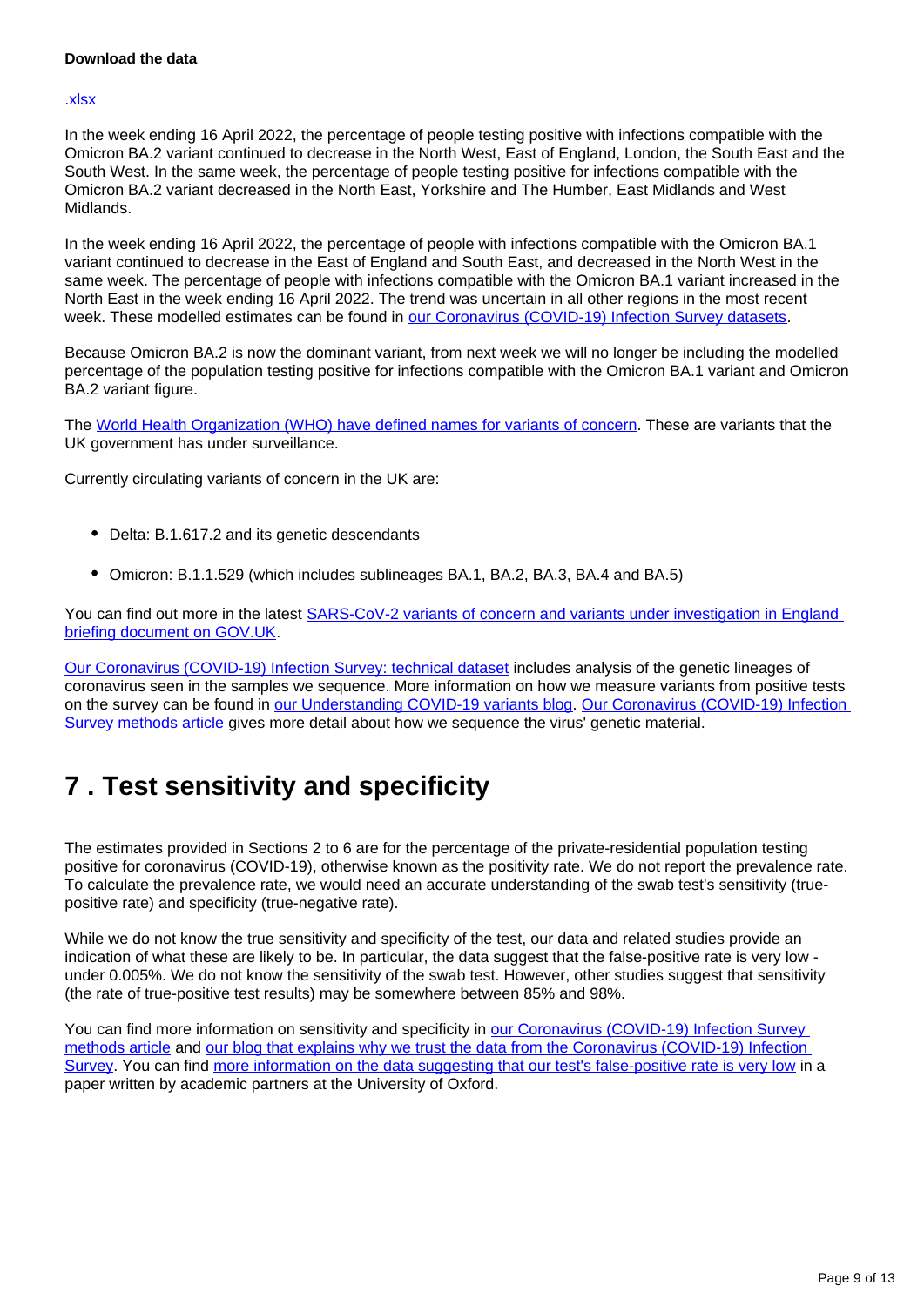**Download the data**

.xlsx

In the week ending 16 April 2022, the percentage of people testing positive with infections compatible with the Omicron BA.2 variant continued to decrease in the North West, East of England, London, the South East and the South West. In the same week, the percentage of people testing positive for infections compatible with the Omicron BA.2 variant decreased in the North East, Yorkshire and The Humber, East Midlands and West Midlands.

In the week ending 16 April 2022, the percentage of people with infections compatible with the Omicron BA.1 variant continued to decrease in the East of England and South East, and decreased in the North West in the same week. The percentage of people with infections compatible with the Omicron BA.1 variant increased in the North East in the week ending 16 April 2022. The trend was uncertain in all other regions in the most recent week. These modelled estimates can be found in our Coronavirus (COVID-19) Infection Survey datasets.

Because Omicron BA.2 is now the dominant variant, from next week we will no longer be including the modelled percentage of the population testing positive for infections compatible with the Omicron BA.1 variant and Omicron BA.2 variant figure.

The World Health Organization (WHO) have defined names for variants of concern. These are variants that the UK government has under surveillance.

Currently circulating variants of concern in the UK are:

- Delta: B.1.617.2 and its genetic descendants
- Omicron: B.1.1.529 (which includes sublineages BA.1, BA.2, BA.3, BA.4 and BA.5)

You can find out more in the latest SARS-CoV-2 variants of concern and variants under investigation in England briefing document on GOV.UK.

Our Coronavirus (COVID-19) Infection Survey: technical dataset includes analysis of the genetic lineages of coronavirus seen in the samples we sequence. More information on how we measure variants from positive tests on the survey can be found in our Understanding COVID-19 variants blog. Our Coronavirus (COVID-19) Infection Survey methods article gives more detail about how we sequence the virus' genetic material.

# 7 . Test sensitivity and specificity

The estimates provided in Sections 2 to 6 are for the percentage of the private-residential population testing positive for coronavirus (COVID-19), otherwise known as the positivity rate. We do not report the prevalence rate. To calculate the prevalence rate, we would need an accurate understanding of the swab test's sensitivity (true-positive rate) and specificity (true-negative rate).

While we do not know the true sensitivity and specificity of the test, our data and related studies provide an indication of what these are likely to be. In particular, the data suggest that the false-positive rate is very low - under 0.005%. We do not know the sensitivity of the swab test. However, other studies suggest that sensitivity (the rate of true-positive test results) may be somewhere between 85% and 98%.

You can find more information on sensitivity and specificity in our Coronavirus (COVID-19) Infection Survey methods article and our blog that explains why we trust the data from the Coronavirus (COVID-19) Infection Survey. You can find more information on the data suggesting that our test's false-positive rate is very low in a paper written by academic partners at the University of Oxford.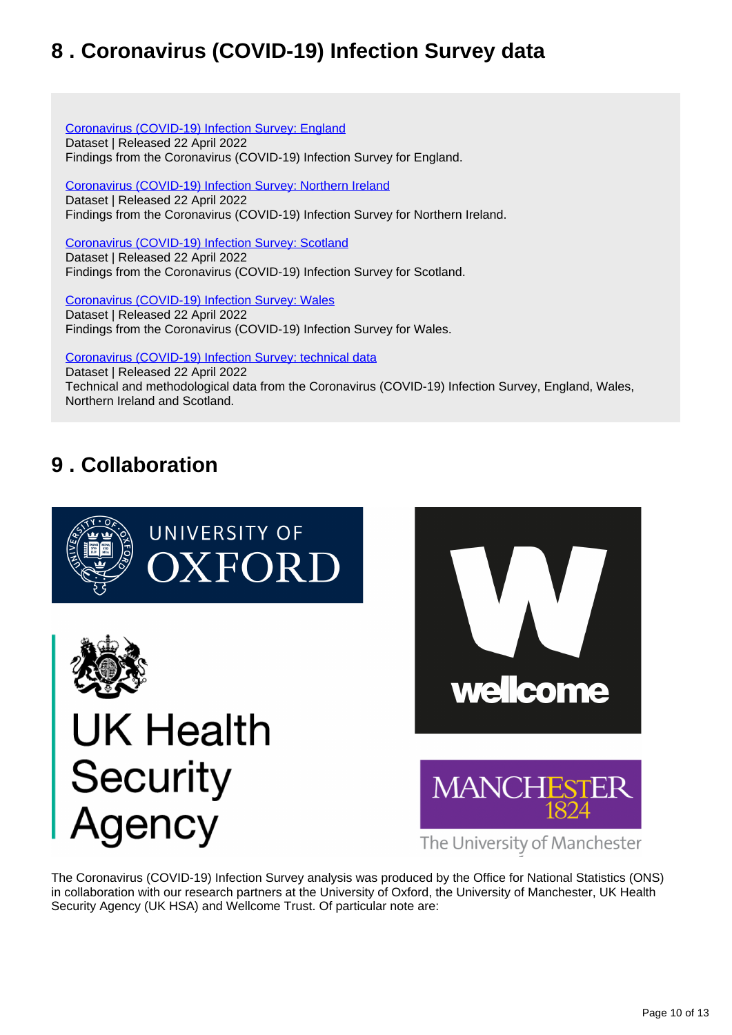## 8 . Coronavirus (COVID-19) Infection Survey data

[Coronavirus (COVID-19) Infection Survey: England](#)
Dataset | Released 22 April 2022
Findings from the Coronavirus (COVID-19) Infection Survey for England.

[Coronavirus (COVID-19) Infection Survey: Northern Ireland](#)
Dataset | Released 22 April 2022
Findings from the Coronavirus (COVID-19) Infection Survey for Northern Ireland.

[Coronavirus (COVID-19) Infection Survey: Scotland](#)
Dataset | Released 22 April 2022
Findings from the Coronavirus (COVID-19) Infection Survey for Scotland.

[Coronavirus (COVID-19) Infection Survey: Wales](#)
Dataset | Released 22 April 2022
Findings from the Coronavirus (COVID-19) Infection Survey for Wales.

[Coronavirus (COVID-19) Infection Survey: technical data](#)
Dataset | Released 22 April 2022
Technical and methodological data from the Coronavirus (COVID-19) Infection Survey, England, Wales, Northern Ireland and Scotland.

## 9 . Collaboration

The Coronavirus (COVID-19) Infection Survey analysis was produced by the Office for National Statistics (ONS) in collaboration with our research partners at the University of Oxford, the University of Manchester, UK Health Security Agency (UK HSA) and Wellcome Trust. Of particular note are: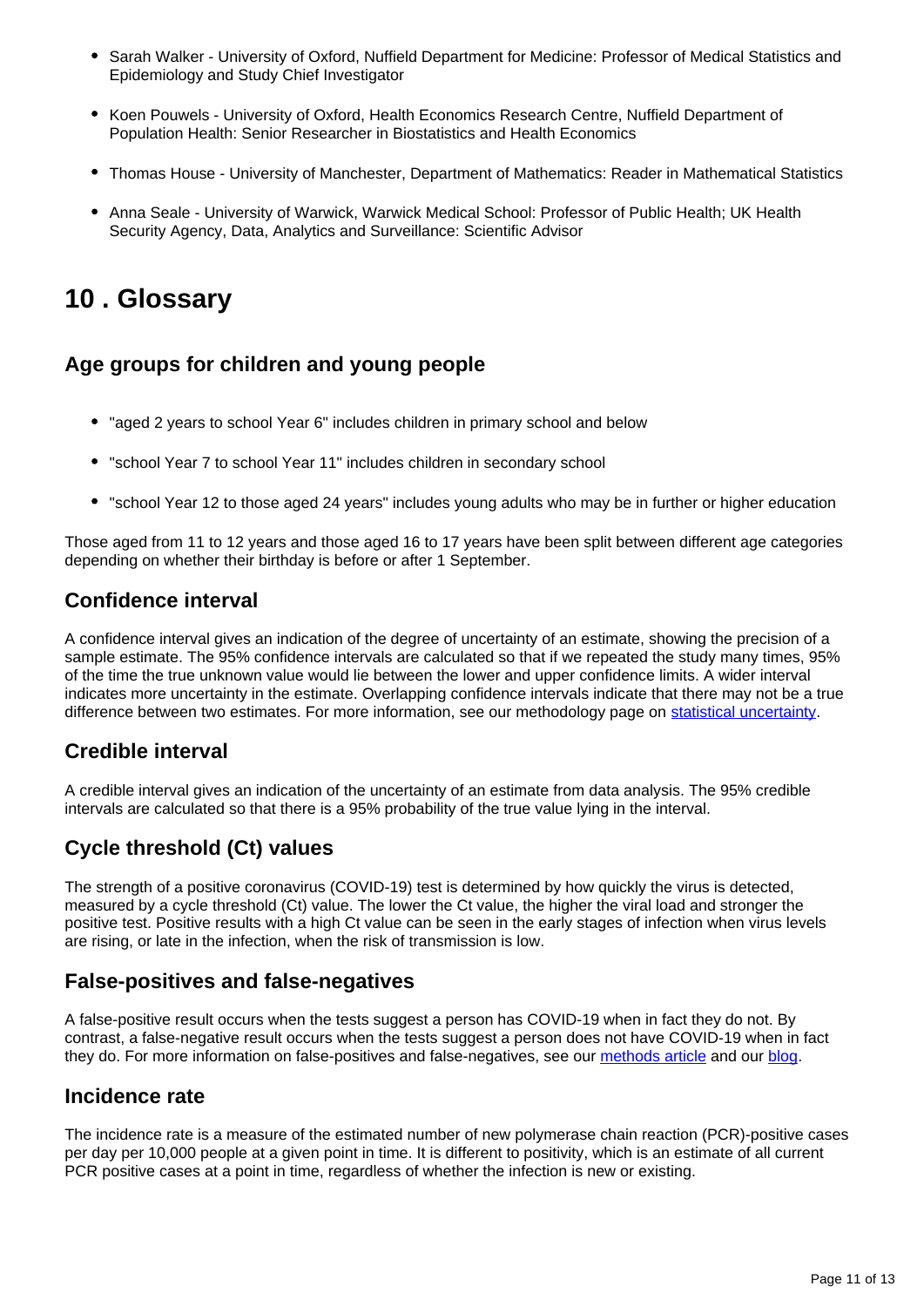- Sarah Walker - University of Oxford, Nuffield Department for Medicine: Professor of Medical Statistics and Epidemiology and Study Chief Investigator
- Koen Pouwels - University of Oxford, Health Economics Research Centre, Nuffield Department of Population Health: Senior Researcher in Biostatistics and Health Economics
- Thomas House - University of Manchester, Department of Mathematics: Reader in Mathematical Statistics
- Anna Seale - University of Warwick, Warwick Medical School: Professor of Public Health; UK Health Security Agency, Data, Analytics and Surveillance: Scientific Advisor

# 10 . Glossary

## Age groups for children and young people

- "aged 2 years to school Year 6" includes children in primary school and below
- "school Year 7 to school Year 11" includes children in secondary school
- "school Year 12 to those aged 24 years" includes young adults who may be in further or higher education

Those aged from 11 to 12 years and those aged 16 to 17 years have been split between different age categories depending on whether their birthday is before or after 1 September.

## Confidence interval

A confidence interval gives an indication of the degree of uncertainty of an estimate, showing the precision of a sample estimate. The 95% confidence intervals are calculated so that if we repeated the study many times, 95% of the time the true unknown value would lie between the lower and upper confidence limits. A wider interval indicates more uncertainty in the estimate. Overlapping confidence intervals indicate that there may not be a true difference between two estimates. For more information, see our methodology page on [statistical uncertainty](#).

## Credible interval

A credible interval gives an indication of the uncertainty of an estimate from data analysis. The 95% credible intervals are calculated so that there is a 95% probability of the true value lying in the interval.

## Cycle threshold (Ct) values

The strength of a positive coronavirus (COVID-19) test is determined by how quickly the virus is detected, measured by a cycle threshold (Ct) value. The lower the Ct value, the higher the viral load and stronger the positive test. Positive results with a high Ct value can be seen in the early stages of infection when virus levels are rising, or late in the infection, when the risk of transmission is low.

## False-positives and false-negatives

A false-positive result occurs when the tests suggest a person has COVID-19 when in fact they do not. By contrast, a false-negative result occurs when the tests suggest a person does not have COVID-19 when in fact they do. For more information on false-positives and false-negatives, see our [methods article](#) and our [blog](#).

## Incidence rate

The incidence rate is a measure of the estimated number of new polymerase chain reaction (PCR)-positive cases per day per 10,000 people at a given point in time. It is different to positivity, which is an estimate of all current PCR positive cases at a point in time, regardless of whether the infection is new or existing.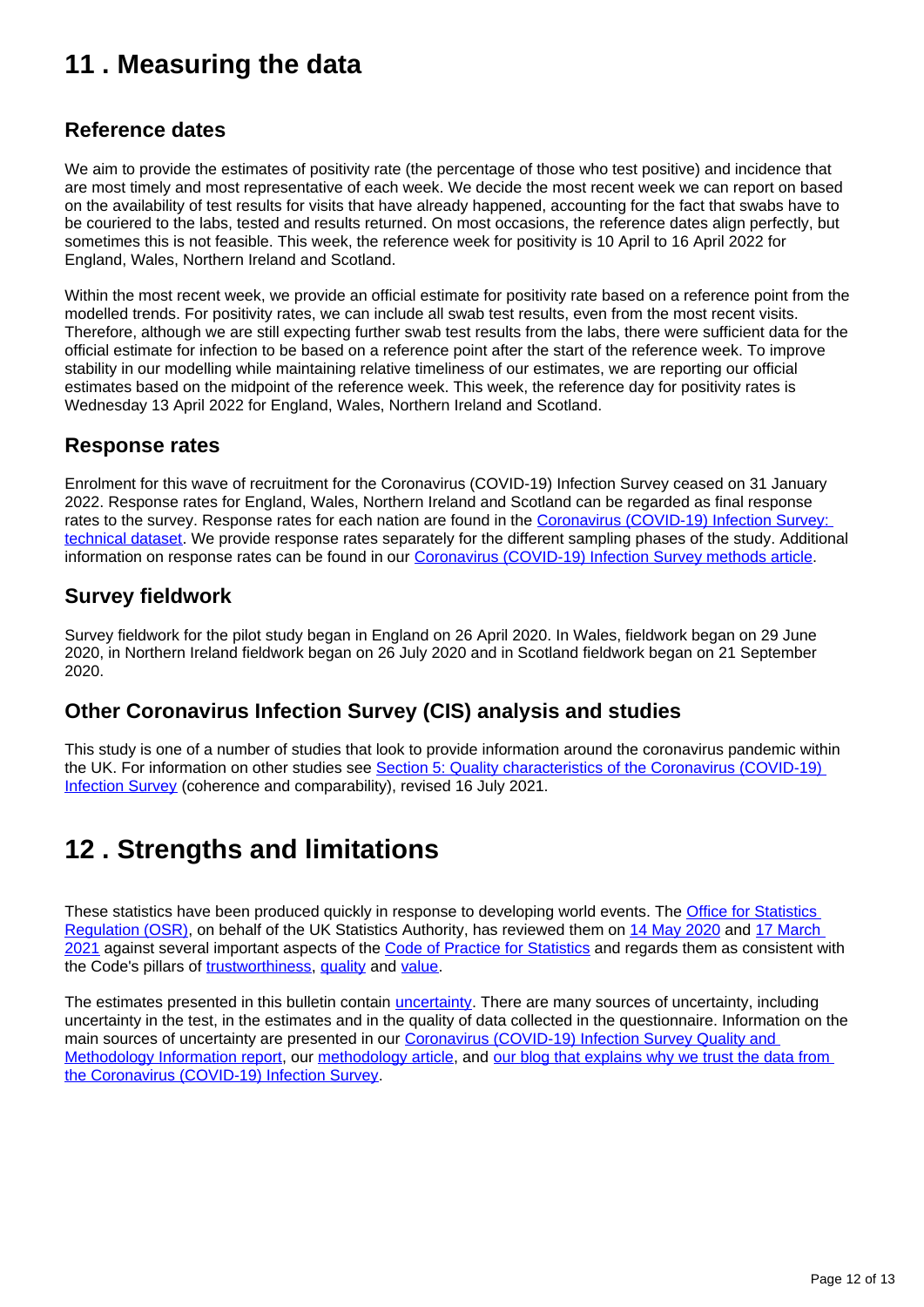## 11 . Measuring the data

### Reference dates

We aim to provide the estimates of positivity rate (the percentage of those who test positive) and incidence that are most timely and most representative of each week. We decide the most recent week we can report on based on the availability of test results for visits that have already happened, accounting for the fact that swabs have to be couriered to the labs, tested and results returned. On most occasions, the reference dates align perfectly, but sometimes this is not feasible. This week, the reference week for positivity is 10 April to 16 April 2022 for England, Wales, Northern Ireland and Scotland.

Within the most recent week, we provide an official estimate for positivity rate based on a reference point from the modelled trends. For positivity rates, we can include all swab test results, even from the most recent visits. Therefore, although we are still expecting further swab test results from the labs, there were sufficient data for the official estimate for infection to be based on a reference point after the start of the reference week. To improve stability in our modelling while maintaining relative timeliness of our estimates, we are reporting our official estimates based on the midpoint of the reference week. This week, the reference day for positivity rates is Wednesday 13 April 2022 for England, Wales, Northern Ireland and Scotland.

### Response rates

Enrolment for this wave of recruitment for the Coronavirus (COVID-19) Infection Survey ceased on 31 January 2022. Response rates for England, Wales, Northern Ireland and Scotland can be regarded as final response rates to the survey. Response rates for each nation are found in the [Coronavirus (COVID-19) Infection Survey: technical dataset](). We provide response rates separately for the different sampling phases of the study. Additional information on response rates can be found in our [Coronavirus (COVID-19) Infection Survey methods article]().

### Survey fieldwork

Survey fieldwork for the pilot study began in England on 26 April 2020. In Wales, fieldwork began on 29 June 2020, in Northern Ireland fieldwork began on 26 July 2020 and in Scotland fieldwork began on 21 September 2020.

### Other Coronavirus Infection Survey (CIS) analysis and studies

This study is one of a number of studies that look to provide information around the coronavirus pandemic within the UK. For information on other studies see [Section 5: Quality characteristics of the Coronavirus (COVID-19) Infection Survey]() (coherence and comparability), revised 16 July 2021.

## 12 . Strengths and limitations

These statistics have been produced quickly in response to developing world events. The [Office for Statistics Regulation (OSR)](), on behalf of the UK Statistics Authority, has reviewed them on [14 May 2020]() and [17 March 2021]() against several important aspects of the [Code of Practice for Statistics]() and regards them as consistent with the Code's pillars of [trustworthiness](), [quality]() and [value]().

The estimates presented in this bulletin contain [uncertainty](). There are many sources of uncertainty, including uncertainty in the test, in the estimates and in the quality of data collected in the questionnaire. Information on the main sources of uncertainty are presented in our [Coronavirus (COVID-19) Infection Survey Quality and Methodology Information report](), our [methodology article](), and [our blog that explains why we trust the data from the Coronavirus (COVID-19) Infection Survey]().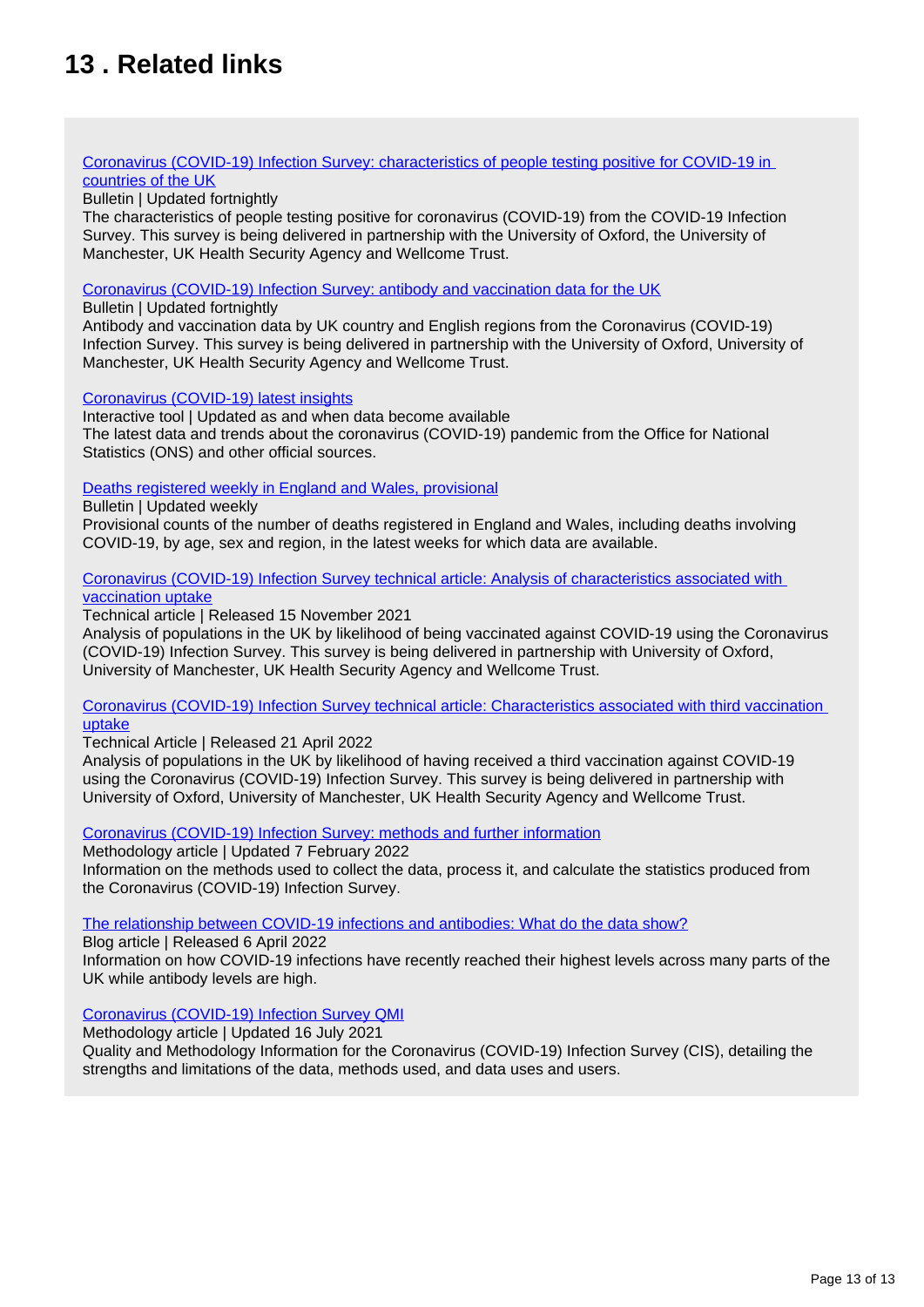## 13 . Related links

[Coronavirus (COVID-19) Infection Survey: characteristics of people testing positive for COVID-19 in countries of the UK]
Bulletin | Updated fortnightly
The characteristics of people testing positive for coronavirus (COVID-19) from the COVID-19 Infection Survey. This survey is being delivered in partnership with the University of Oxford, the University of Manchester, UK Health Security Agency and Wellcome Trust.

[Coronavirus (COVID-19) Infection Survey: antibody and vaccination data for the UK]
Bulletin | Updated fortnightly
Antibody and vaccination data by UK country and English regions from the Coronavirus (COVID-19) Infection Survey. This survey is being delivered in partnership with the University of Oxford, University of Manchester, UK Health Security Agency and Wellcome Trust.

[Coronavirus (COVID-19) latest insights]
Interactive tool | Updated as and when data become available
The latest data and trends about the coronavirus (COVID-19) pandemic from the Office for National Statistics (ONS) and other official sources.

[Deaths registered weekly in England and Wales, provisional]
Bulletin | Updated weekly
Provisional counts of the number of deaths registered in England and Wales, including deaths involving COVID-19, by age, sex and region, in the latest weeks for which data are available.

[Coronavirus (COVID-19) Infection Survey technical article: Analysis of characteristics associated with vaccination uptake]
Technical article | Released 15 November 2021
Analysis of populations in the UK by likelihood of being vaccinated against COVID-19 using the Coronavirus (COVID-19) Infection Survey. This survey is being delivered in partnership with University of Oxford, University of Manchester, UK Health Security Agency and Wellcome Trust.

[Coronavirus (COVID-19) Infection Survey technical article: Characteristics associated with third vaccination uptake]
Technical Article | Released 21 April 2022
Analysis of populations in the UK by likelihood of having received a third vaccination against COVID-19 using the Coronavirus (COVID-19) Infection Survey. This survey is being delivered in partnership with University of Oxford, University of Manchester, UK Health Security Agency and Wellcome Trust.

[Coronavirus (COVID-19) Infection Survey: methods and further information]
Methodology article | Updated 7 February 2022
Information on the methods used to collect the data, process it, and calculate the statistics produced from the Coronavirus (COVID-19) Infection Survey.

[The relationship between COVID-19 infections and antibodies: What do the data show?]
Blog article | Released 6 April 2022
Information on how COVID-19 infections have recently reached their highest levels across many parts of the UK while antibody levels are high.

[Coronavirus (COVID-19) Infection Survey QMI]
Methodology article | Updated 16 July 2021
Quality and Methodology Information for the Coronavirus (COVID-19) Infection Survey (CIS), detailing the strengths and limitations of the data, methods used, and data uses and users.